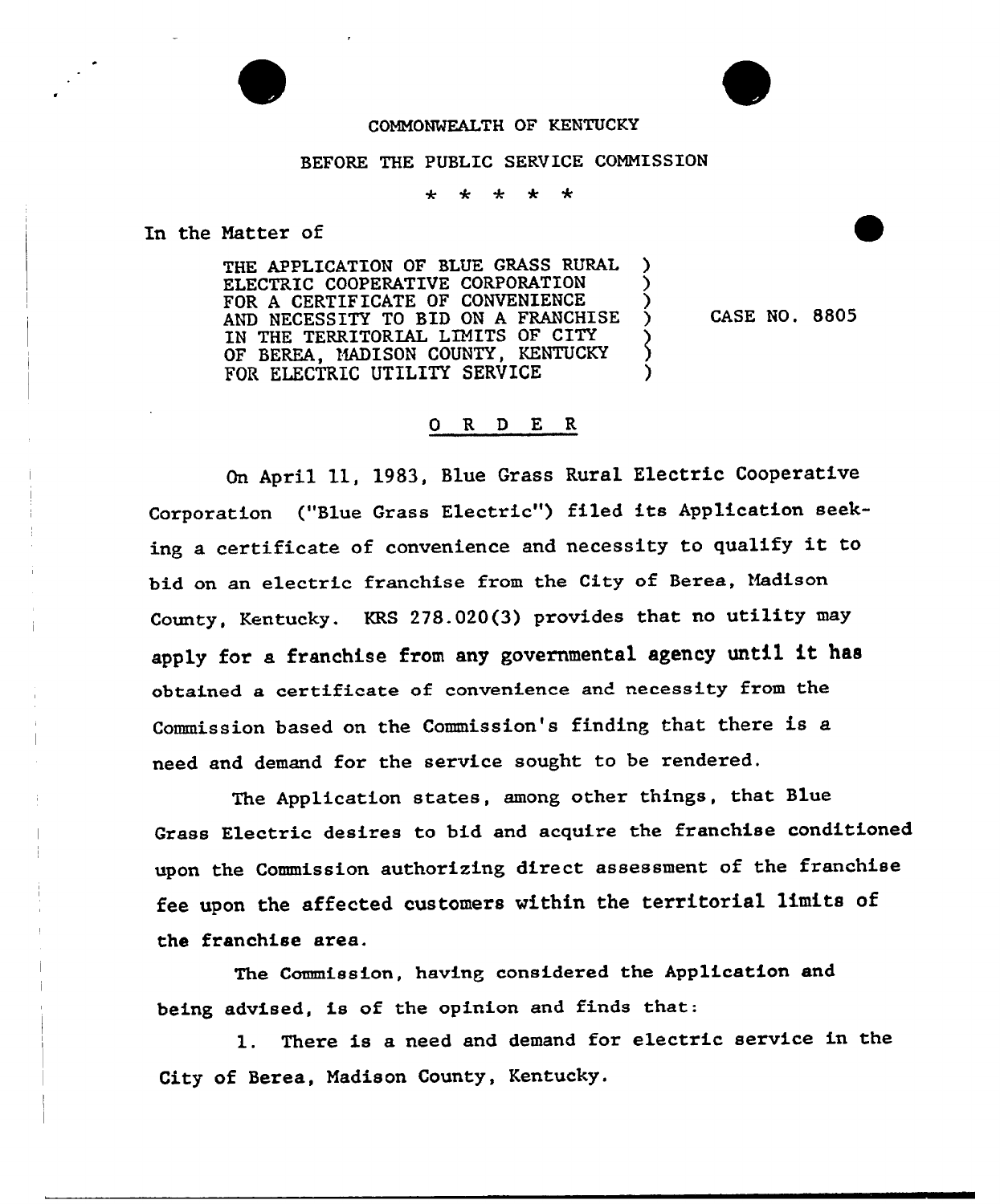COMMONWEALTH OF KENTUCKY

BEFORE THE PUBLIC SERVICE COMMISSION

\* \* \* \* \*

In the Matter of

| | | |
|---|---|---|
| THE APPLICATION OF BLUE GRASS RURAL ELECTRIC COOPERATIVE CORPORATION FOR A CERTIFICATE OF CONVENIENCE AND NECESSITY TO BID ON A FRANCHISE IN THE TERRITORIAL LIMITS OF CITY OF BEREA, MADISON COUNTY, KENTUCKY FOR ELECTRIC UTILITY SERVICE | ) | CASE NO. 8805 |

## O R D E R

On April 11, 1983, Blue Grass Rural Electric Cooperative Corporation ("Blue Grass Electric") filed its Application seeking a certificate of convenience and necessity to qualify it to bid on an electric franchise from the City of Berea, Madison County, Kentucky. KRS 278.020(3) provides that no utility may apply for a franchise from any governmental agency until it has obtained a certificate of convenience and necessity from the Commission based on the Commission's finding that there is a need and demand for the service sought to be rendered.

The Application states, among other things, that Blue Grass Electric desires to bid and acquire the franchise conditioned upon the Commission authorizing direct assessment of the franchise fee upon the affected customers within the territorial limits of the franchise area.

The Commission, having considered the Application and being advised, is of the opinion and finds that:

1. There is a need and demand for electric service in the City of Berea, Madison County, Kentucky.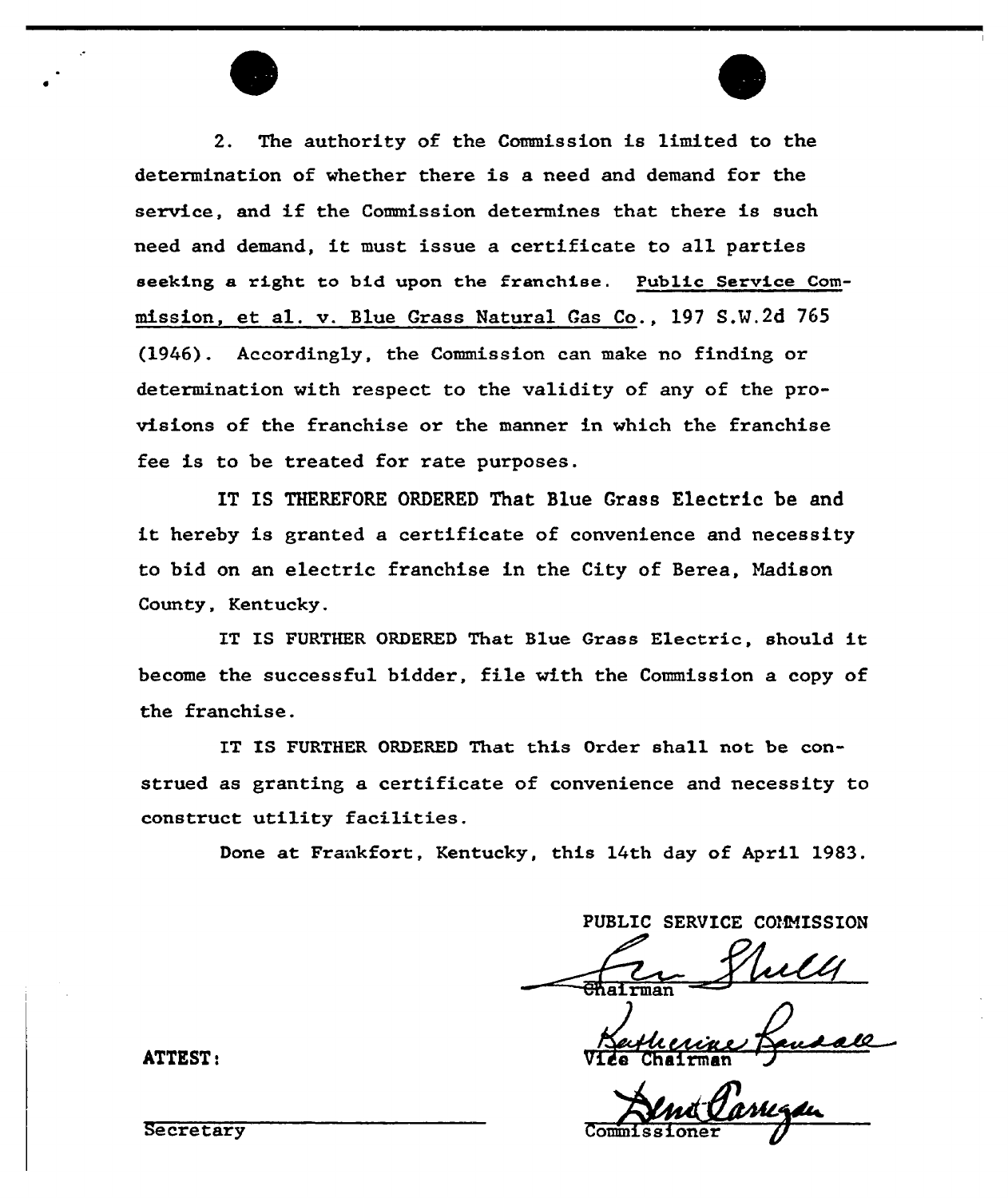2. The authority of the Commission is limited to the determination of whether there is a need and demand for the service, and if the Commission determines that there is such need and demand, it must issue a certificate to all parties seeking a right to bid upon the franchise. Public Service Commission, et al. v. Blue Grass Natural Gas Co., 197 S.W.2d 765 (1946). Accordingly, the Commission can make no finding or determination with respect to the validity of any of the provisions of the franchise or the manner in which the franchise fee is to be treated for rate purposes.

IT IS THEREFORE ORDERED That Blue Grass Electric be and it hereby is granted a certificate of convenience and necessity to bid on an electric franchise in the City of Berea, Madison County, Kentucky.

IT IS FURTHER ORDERED That Blue Grass Electric, should it become the successful bidder, file with the Commission a copy of the franchise.

IT IS FURTHER ORDERED That this Order shall not be construed as granting a certificate of convenience and necessity to construct utility facilities.

Done at Frankfort, Kentucky, this 14th day of April 1983.

PUBLIC SERVICE COMMISSION

Chairman

Vice Chairman

Commissioner

ATTEST:

Secretary